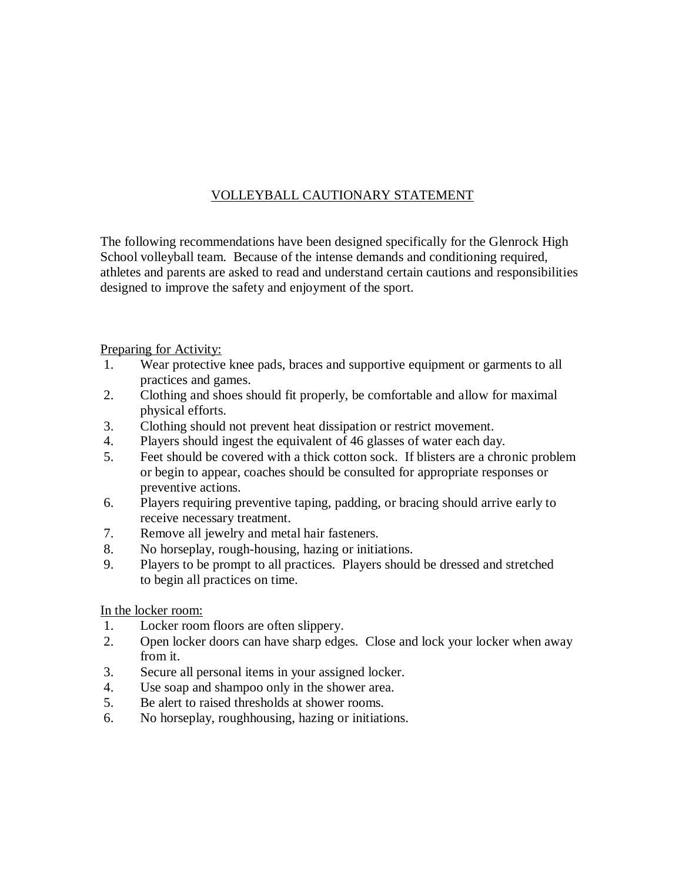# VOLLEYBALL CAUTIONARY STATEMENT

The following recommendations have been designed specifically for the Glenrock High School volleyball team. Because of the intense demands and conditioning required, athletes and parents are asked to read and understand certain cautions and responsibilities designed to improve the safety and enjoyment of the sport.

## Preparing for Activity:

1. Wear protective knee pads, braces and supportive equipment or garments to all practices and games.
2. Clothing and shoes should fit properly, be comfortable and allow for maximal physical efforts.
3. Clothing should not prevent heat dissipation or restrict movement.
4. Players should ingest the equivalent of 46 glasses of water each day.
5. Feet should be covered with a thick cotton sock. If blisters are a chronic problem or begin to appear, coaches should be consulted for appropriate responses or preventive actions.
6. Players requiring preventive taping, padding, or bracing should arrive early to receive necessary treatment.
7. Remove all jewelry and metal hair fasteners.
8. No horseplay, rough-housing, hazing or initiations.
9. Players to be prompt to all practices. Players should be dressed and stretched to begin all practices on time.

## In the locker room:

1. Locker room floors are often slippery.
2. Open locker doors can have sharp edges. Close and lock your locker when away from it.
3. Secure all personal items in your assigned locker.
4. Use soap and shampoo only in the shower area.
5. Be alert to raised thresholds at shower rooms.
6. No horseplay, roughhousing, hazing or initiations.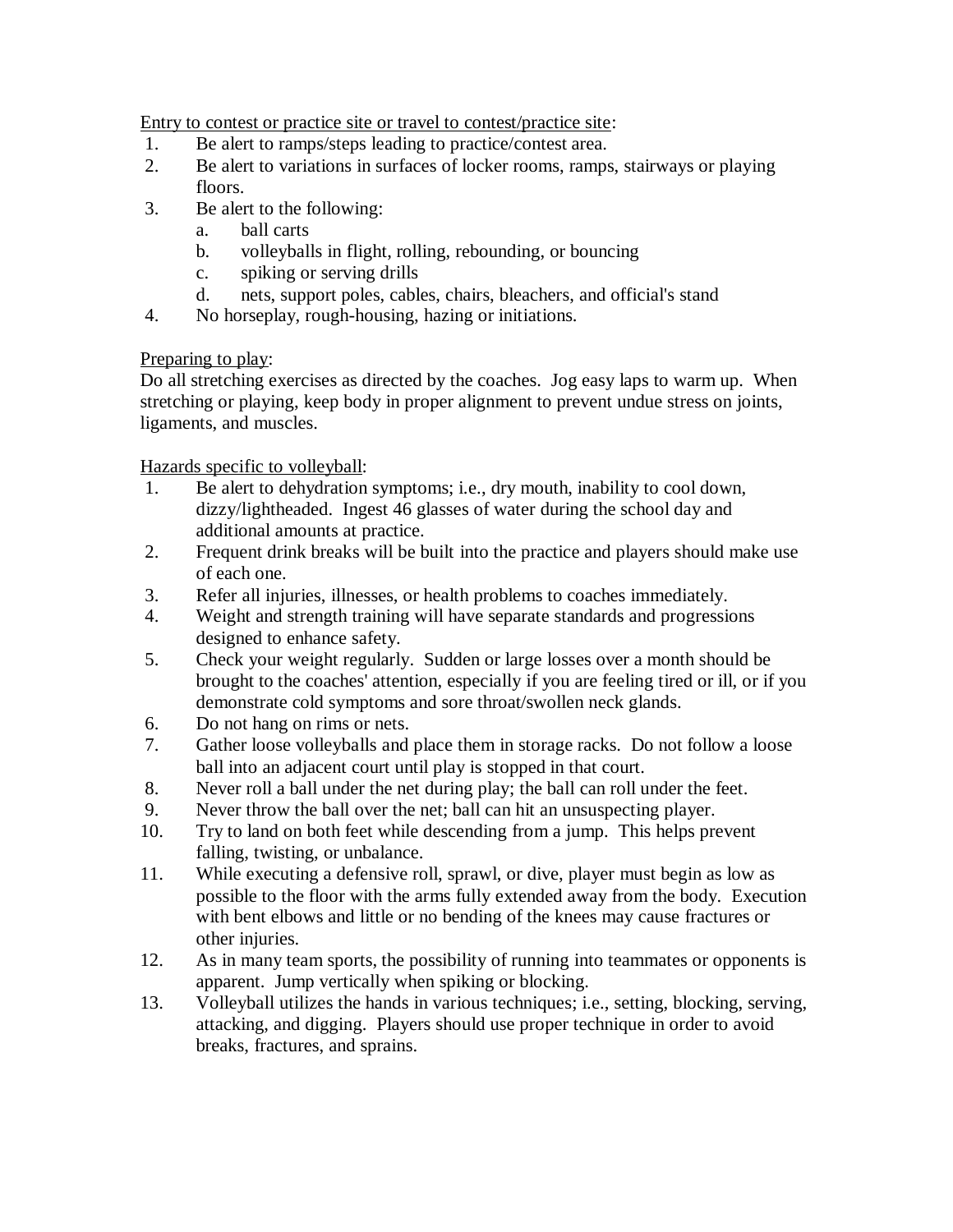<u>Entry to contest or practice site or travel to contest/practice site</u>:

1. Be alert to ramps/steps leading to practice/contest area.
2. Be alert to variations in surfaces of locker rooms, ramps, stairways or playing floors.
3. Be alert to the following:
   a. ball carts
   b. volleyballs in flight, rolling, rebounding, or bouncing
   c. spiking or serving drills
   d. nets, support poles, cables, chairs, bleachers, and official's stand
4. No horseplay, rough-housing, hazing or initiations.

<u>Preparing to play</u>:

Do all stretching exercises as directed by the coaches. Jog easy laps to warm up. When stretching or playing, keep body in proper alignment to prevent undue stress on joints, ligaments, and muscles.

<u>Hazards specific to volleyball</u>:

1. Be alert to dehydration symptoms; i.e., dry mouth, inability to cool down, dizzy/lightheaded. Ingest 46 glasses of water during the school day and additional amounts at practice.
2. Frequent drink breaks will be built into the practice and players should make use of each one.
3. Refer all injuries, illnesses, or health problems to coaches immediately.
4. Weight and strength training will have separate standards and progressions designed to enhance safety.
5. Check your weight regularly. Sudden or large losses over a month should be brought to the coaches' attention, especially if you are feeling tired or ill, or if you demonstrate cold symptoms and sore throat/swollen neck glands.
6. Do not hang on rims or nets.
7. Gather loose volleyballs and place them in storage racks. Do not follow a loose ball into an adjacent court until play is stopped in that court.
8. Never roll a ball under the net during play; the ball can roll under the feet.
9. Never throw the ball over the net; ball can hit an unsuspecting player.
10. Try to land on both feet while descending from a jump. This helps prevent falling, twisting, or unbalance.
11. While executing a defensive roll, sprawl, or dive, player must begin as low as possible to the floor with the arms fully extended away from the body. Execution with bent elbows and little or no bending of the knees may cause fractures or other injuries.
12. As in many team sports, the possibility of running into teammates or opponents is apparent. Jump vertically when spiking or blocking.
13. Volleyball utilizes the hands in various techniques; i.e., setting, blocking, serving, attacking, and digging. Players should use proper technique in order to avoid breaks, fractures, and sprains.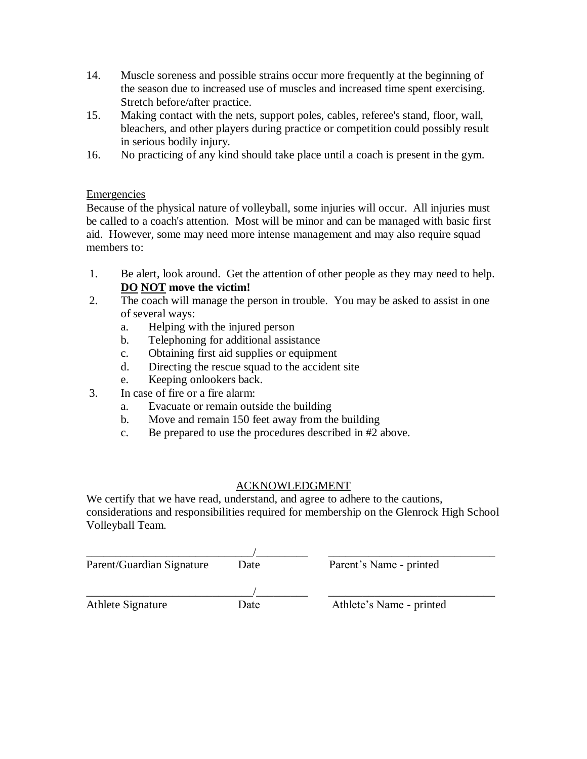14. Muscle soreness and possible strains occur more frequently at the beginning of the season due to increased use of muscles and increased time spent exercising. Stretch before/after practice.
15. Making contact with the nets, support poles, cables, referee's stand, floor, wall, bleachers, and other players during practice or competition could possibly result in serious bodily injury.
16. No practicing of any kind should take place until a coach is present in the gym.

<u>Emergencies</u>

Because of the physical nature of volleyball, some injuries will occur. All injuries must be called to a coach's attention. Most will be minor and can be managed with basic first aid. However, some may need more intense management and may also require squad members to:

1. Be alert, look around. Get the attention of other people as they may need to help. **<u>DO</u> <u>NOT</u> move the victim!**
2. The coach will manage the person in trouble. You may be asked to assist in one of several ways:
    a. Helping with the injured person
    b. Telephoning for additional assistance
    c. Obtaining first aid supplies or equipment
    d. Directing the rescue squad to the accident site
    e. Keeping onlookers back.
3. In case of fire or a fire alarm:
    a. Evacuate or remain outside the building
    b. Move and remain 150 feet away from the building
    c. Be prepared to use the procedures described in #2 above.

<u>ACKNOWLEDGMENT</u>

We certify that we have read, understand, and agree to adhere to the cautions, considerations and responsibilities required for membership on the Glenrock High School Volleyball Team.

_____________________________/_________ _____________________________

Parent/Guardian Signature Date Parent's Name - printed

_____________________________/_________ _____________________________

Athlete Signature Date Athlete's Name - printed